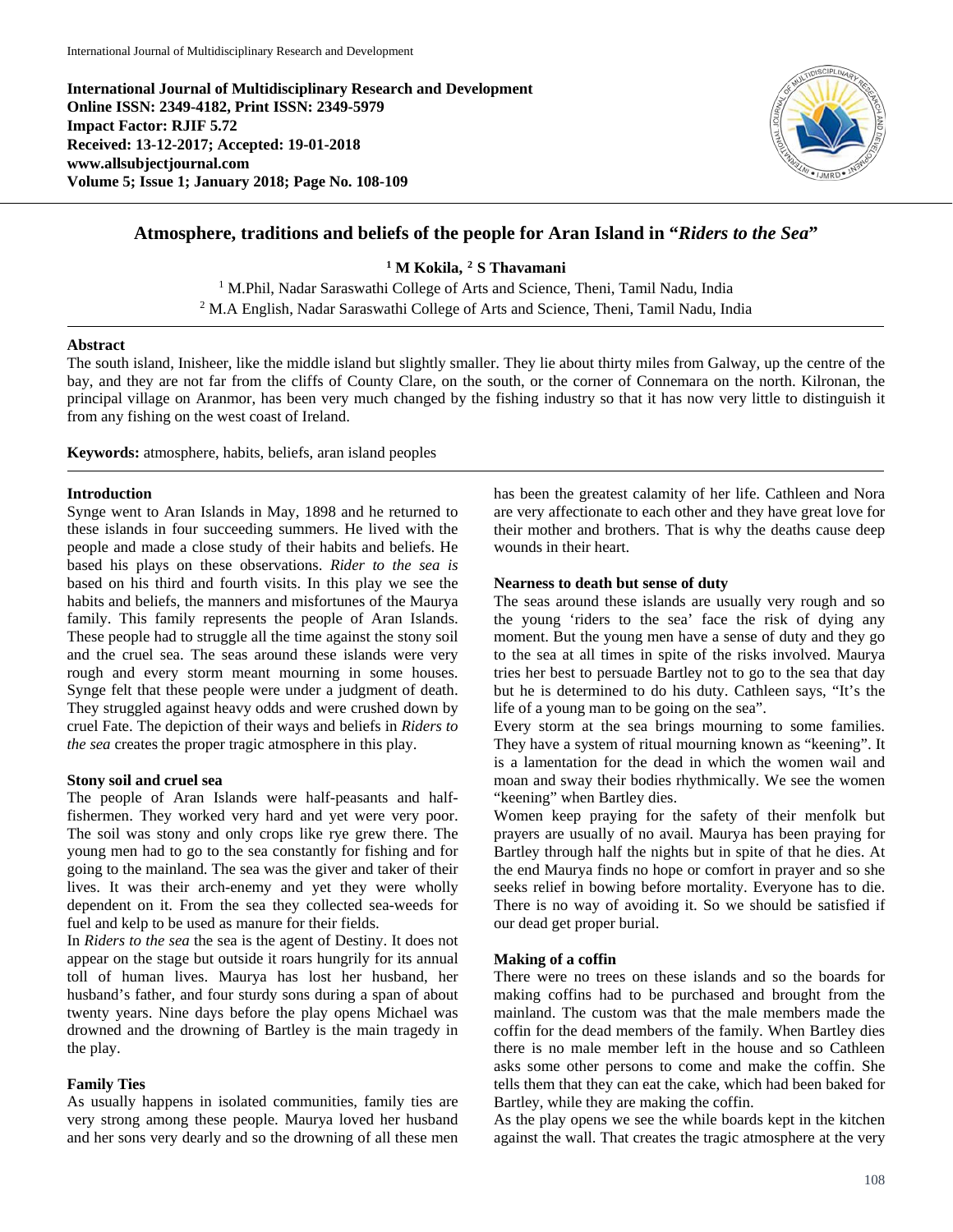**International Journal of Multidisciplinary Research and Development**
**Online ISSN: 2349-4182, Print ISSN: 2349-5979**
**Impact Factor: RJIF 5.72**
**Received: 13-12-2017; Accepted: 19-01-2018**
**www.allsubjectjournal.com**
**Volume 5; Issue 1; January 2018; Page No. 108-109**

# Atmosphere, traditions and beliefs of the people for Aran Island in "*Riders to the Sea*"

**[1] M Kokila, [2] S Thavamani**

[1] M.Phil, Nadar Saraswathi College of Arts and Science, Theni, Tamil Nadu, India
[2] M.A English, Nadar Saraswathi College of Arts and Science, Theni, Tamil Nadu, India

## Abstract

The south island, Inisheer, like the middle island but slightly smaller. They lie about thirty miles from Galway, up the centre of the bay, and they are not far from the cliffs of County Clare, on the south, or the corner of Connemara on the north. Kilronan, the principal village on Aranmor, has been very much changed by the fishing industry so that it has now very little to distinguish it from any fishing on the west coast of Ireland.

**Keywords:** atmosphere, habits, beliefs, aran island peoples

## Introduction

Synge went to Aran Islands in May, 1898 and he returned to these islands in four succeeding summers. He lived with the people and made a close study of their habits and beliefs. He based his plays on these observations. *Rider to the sea is* based on his third and fourth visits. In this play we see the habits and beliefs, the manners and misfortunes of the Maurya family. This family represents the people of Aran Islands. These people had to struggle all the time against the stony soil and the cruel sea. The seas around these islands were very rough and every storm meant mourning in some houses. Synge felt that these people were under a judgment of death. They struggled against heavy odds and were crushed down by cruel Fate. The depiction of their ways and beliefs in *Riders to the sea* creates the proper tragic atmosphere in this play.

### Stony soil and cruel sea

The people of Aran Islands were half-peasants and half-fishermen. They worked very hard and yet were very poor. The soil was stony and only crops like rye grew there. The young men had to go to the sea constantly for fishing and for going to the mainland. The sea was the giver and taker of their lives. It was their arch-enemy and yet they were wholly dependent on it. From the sea they collected sea-weeds for fuel and kelp to be used as manure for their fields.

In *Riders to the sea* the sea is the agent of Destiny. It does not appear on the stage but outside it roars hungrily for its annual toll of human lives. Maurya has lost her husband, her husband's father, and four sturdy sons during a span of about twenty years. Nine days before the play opens Michael was drowned and the drowning of Bartley is the main tragedy in the play.

### Family Ties

As usually happens in isolated communities, family ties are very strong among these people. Maurya loved her husband and her sons very dearly and so the drowning of all these men has been the greatest calamity of her life. Cathleen and Nora are very affectionate to each other and they have great love for their mother and brothers. That is why the deaths cause deep wounds in their heart.

### Nearness to death but sense of duty

The seas around these islands are usually very rough and so the young 'riders to the sea' face the risk of dying any moment. But the young men have a sense of duty and they go to the sea at all times in spite of the risks involved. Maurya tries her best to persuade Bartley not to go to the sea that day but he is determined to do his duty. Cathleen says, "It's the life of a young man to be going on the sea".

Every storm at the sea brings mourning to some families. They have a system of ritual mourning known as "keening". It is a lamentation for the dead in which the women wail and moan and sway their bodies rhythmically. We see the women "keening" when Bartley dies.

Women keep praying for the safety of their menfolk but prayers are usually of no avail. Maurya has been praying for Bartley through half the nights but in spite of that he dies. At the end Maurya finds no hope or comfort in prayer and so she seeks relief in bowing before mortality. Everyone has to die. There is no way of avoiding it. So we should be satisfied if our dead get proper burial.

### Making of a coffin

There were no trees on these islands and so the boards for making coffins had to be purchased and brought from the mainland. The custom was that the male members made the coffin for the dead members of the family. When Bartley dies there is no male member left in the house and so Cathleen asks some other persons to come and make the coffin. She tells them that they can eat the cake, which had been baked for Bartley, while they are making the coffin.

As the play opens we see the while boards kept in the kitchen against the wall. That creates the tragic atmosphere at the very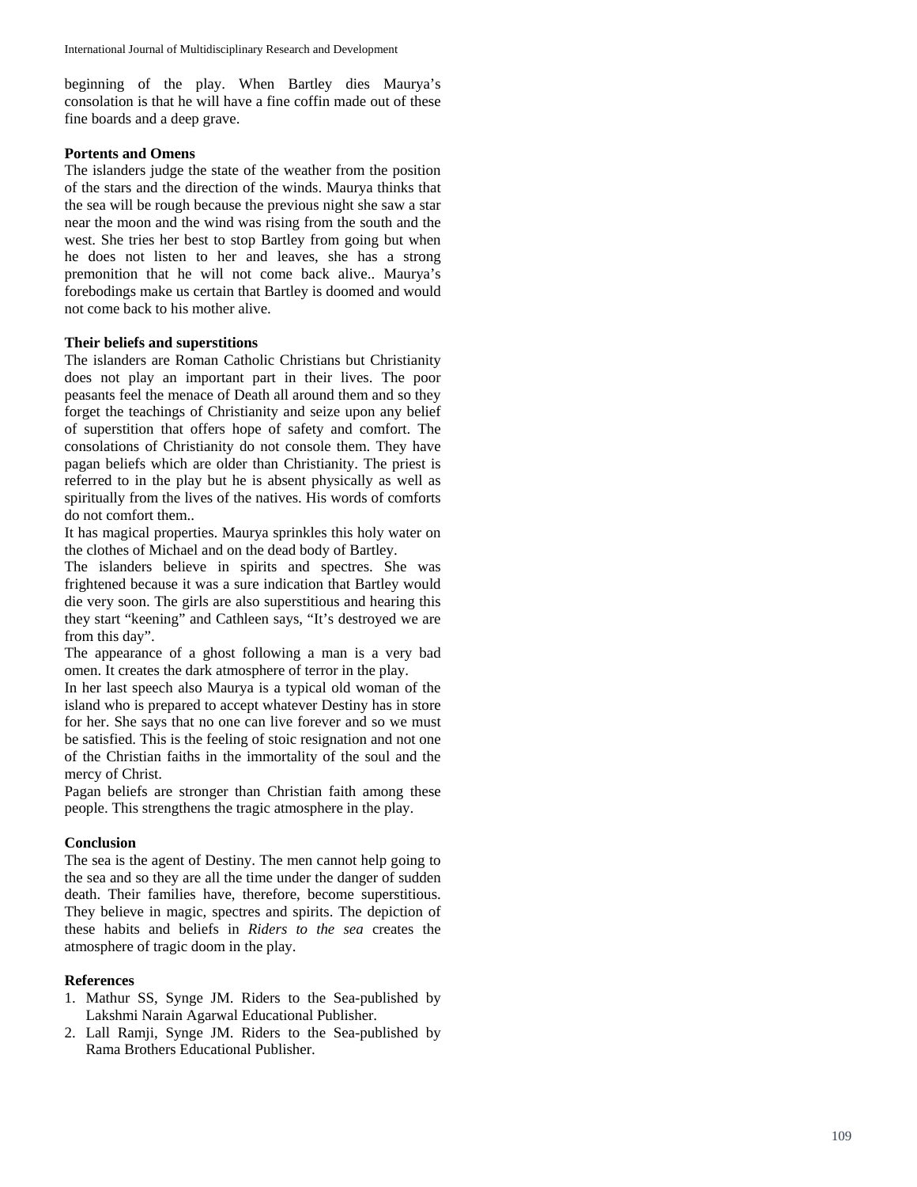beginning of the play. When Bartley dies Maurya's consolation is that he will have a fine coffin made out of these fine boards and a deep grave.

**Portents and Omens**

The islanders judge the state of the weather from the position of the stars and the direction of the winds. Maurya thinks that the sea will be rough because the previous night she saw a star near the moon and the wind was rising from the south and the west. She tries her best to stop Bartley from going but when he does not listen to her and leaves, she has a strong premonition that he will not come back alive.. Maurya's forebodings make us certain that Bartley is doomed and would not come back to his mother alive.

**Their beliefs and superstitions**

The islanders are Roman Catholic Christians but Christianity does not play an important part in their lives. The poor peasants feel the menace of Death all around them and so they forget the teachings of Christianity and seize upon any belief of superstition that offers hope of safety and comfort. The consolations of Christianity do not console them. They have pagan beliefs which are older than Christianity. The priest is referred to in the play but he is absent physically as well as spiritually from the lives of the natives. His words of comforts do not comfort them..

It has magical properties. Maurya sprinkles this holy water on the clothes of Michael and on the dead body of Bartley.

The islanders believe in spirits and spectres. She was frightened because it was a sure indication that Bartley would die very soon. The girls are also superstitious and hearing this they start "keening" and Cathleen says, "It's destroyed we are from this day".

The appearance of a ghost following a man is a very bad omen. It creates the dark atmosphere of terror in the play.

In her last speech also Maurya is a typical old woman of the island who is prepared to accept whatever Destiny has in store for her. She says that no one can live forever and so we must be satisfied. This is the feeling of stoic resignation and not one of the Christian faiths in the immortality of the soul and the mercy of Christ.

Pagan beliefs are stronger than Christian faith among these people. This strengthens the tragic atmosphere in the play.

**Conclusion**

The sea is the agent of Destiny. The men cannot help going to the sea and so they are all the time under the danger of sudden death. Their families have, therefore, become superstitious. They believe in magic, spectres and spirits. The depiction of these habits and beliefs in *Riders to the sea* creates the atmosphere of tragic doom in the play.

**References**

1. Mathur SS, Synge JM. Riders to the Sea-published by Lakshmi Narain Agarwal Educational Publisher.
2. Lall Ramji, Synge JM. Riders to the Sea-published by Rama Brothers Educational Publisher.